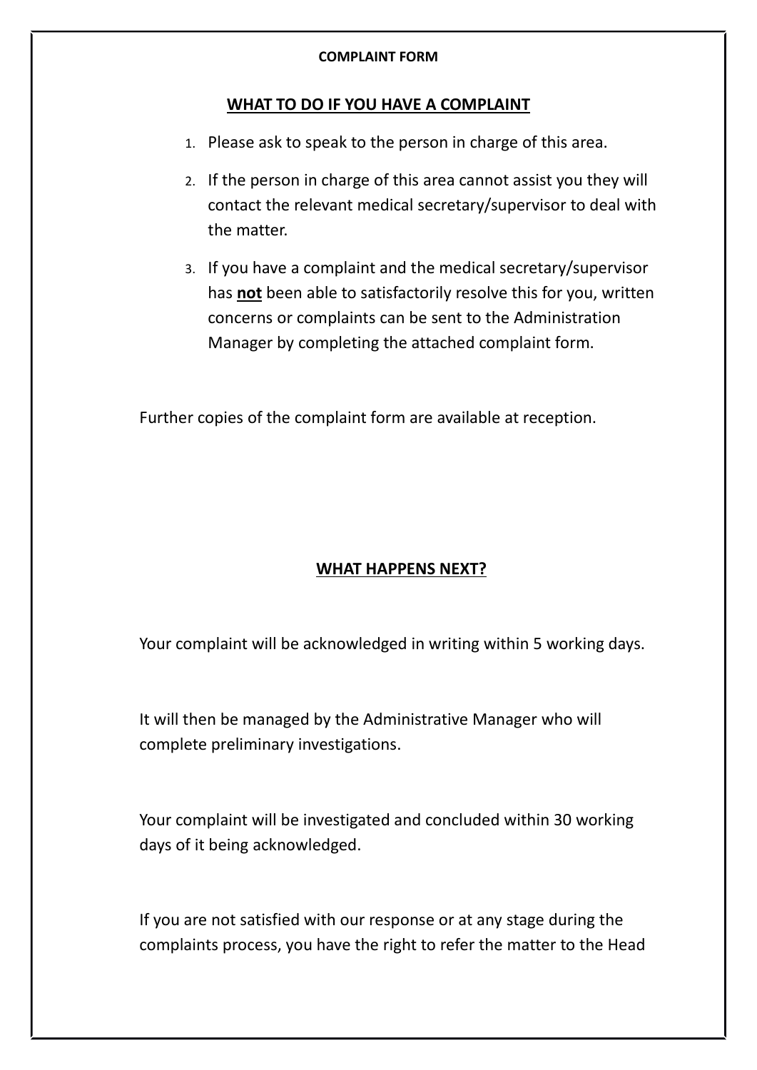**COMPLAINT FORM**

## WHAT TO DO IF YOU HAVE A COMPLAINT

1. Please ask to speak to the person in charge of this area.
2. If the person in charge of this area cannot assist you they will contact the relevant medical secretary/supervisor to deal with the matter.
3. If you have a complaint and the medical secretary/supervisor has **not** been able to satisfactorily resolve this for you, written concerns or complaints can be sent to the Administration Manager by completing the attached complaint form.

Further copies of the complaint form are available at reception.

## WHAT HAPPENS NEXT?

Your complaint will be acknowledged in writing within 5 working days.

It will then be managed by the Administrative Manager who will complete preliminary investigations.

Your complaint will be investigated and concluded within 30 working days of it being acknowledged.

If you are not satisfied with our response or at any stage during the complaints process, you have the right to refer the matter to the Head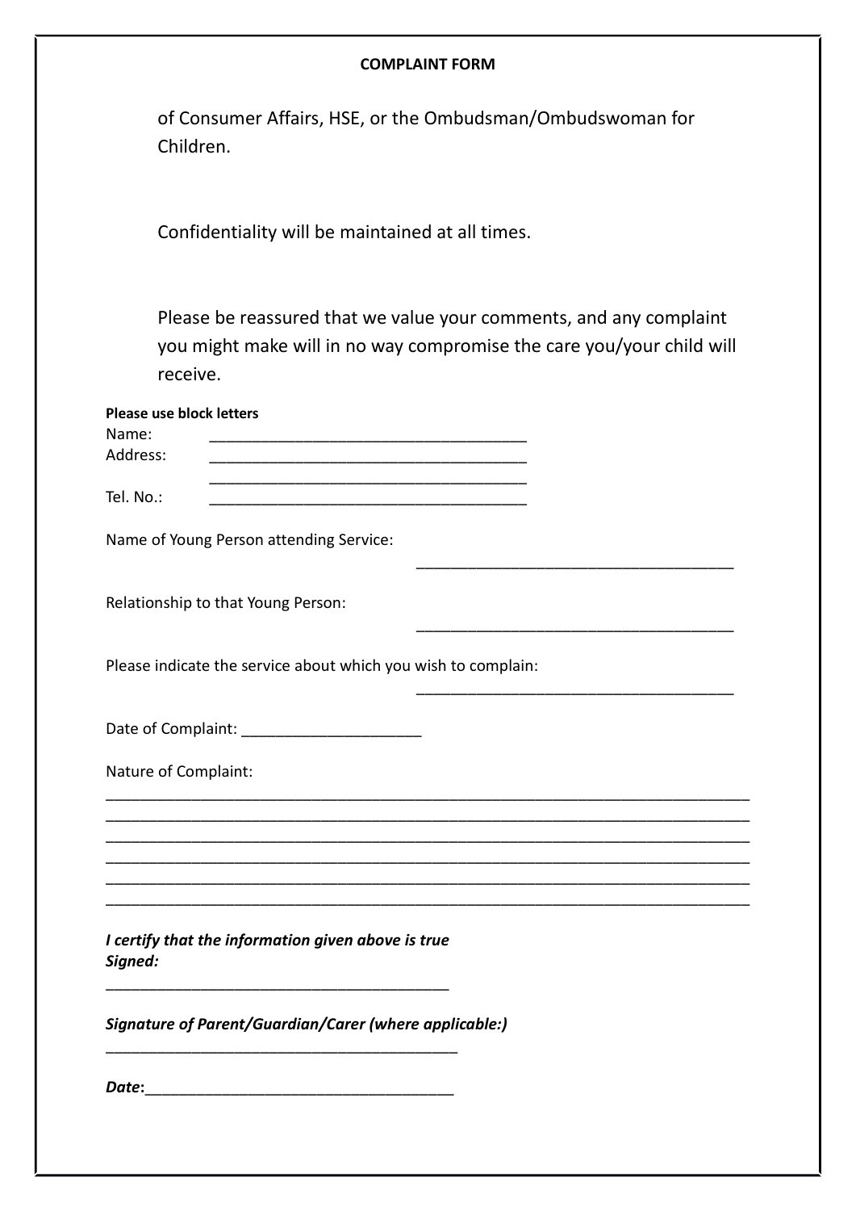**COMPLAINT FORM**

of Consumer Affairs, HSE, or the Ombudsman/Ombudswoman for Children.

Confidentiality will be maintained at all times.

Please be reassured that we value your comments, and any complaint you might make will in no way compromise the care you/your child will receive.

**Please use block letters**

Name: ______________________________________

Address: ______________________________________

______________________________________

Tel. No.: ______________________________________

Name of Young Person attending Service:

______________________________________

Relationship to that Young Person:

______________________________________

Please indicate the service about which you wish to complain:

______________________________________

Date of Complaint: _____________________

Nature of Complaint:

____________________________________________________________________________

____________________________________________________________________________

____________________________________________________________________________

____________________________________________________________________________

____________________________________________________________________________

____________________________________________________________________________

***I certify that the information given above is true***

***Signed:***

_________________________________________

***Signature of Parent/Guardian/Carer (where applicable:)***

__________________________________________

***Date*:**___________________________________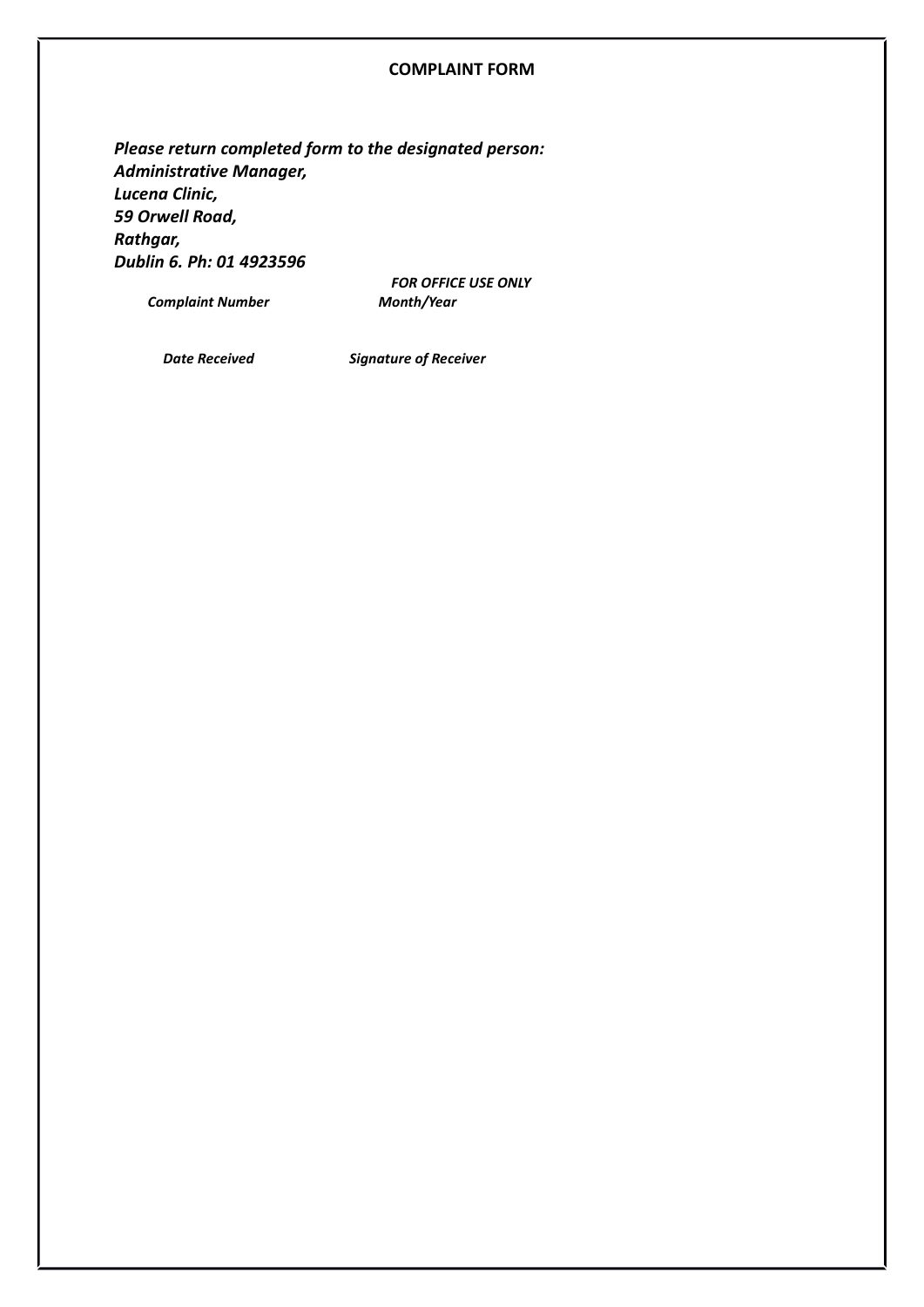**COMPLAINT FORM**

***Please return completed form to the designated person:***
***Administrative Manager,***
***Lucena Clinic,***
***59 Orwell Road,***
***Rathgar,***
***Dublin 6. Ph: 01 4923596***

***FOR OFFICE USE ONLY***

| | |
|---|---|
| ***Complaint Number*** | ***Month/Year*** |
| ***Date Received*** | ***Signature of Receiver*** |